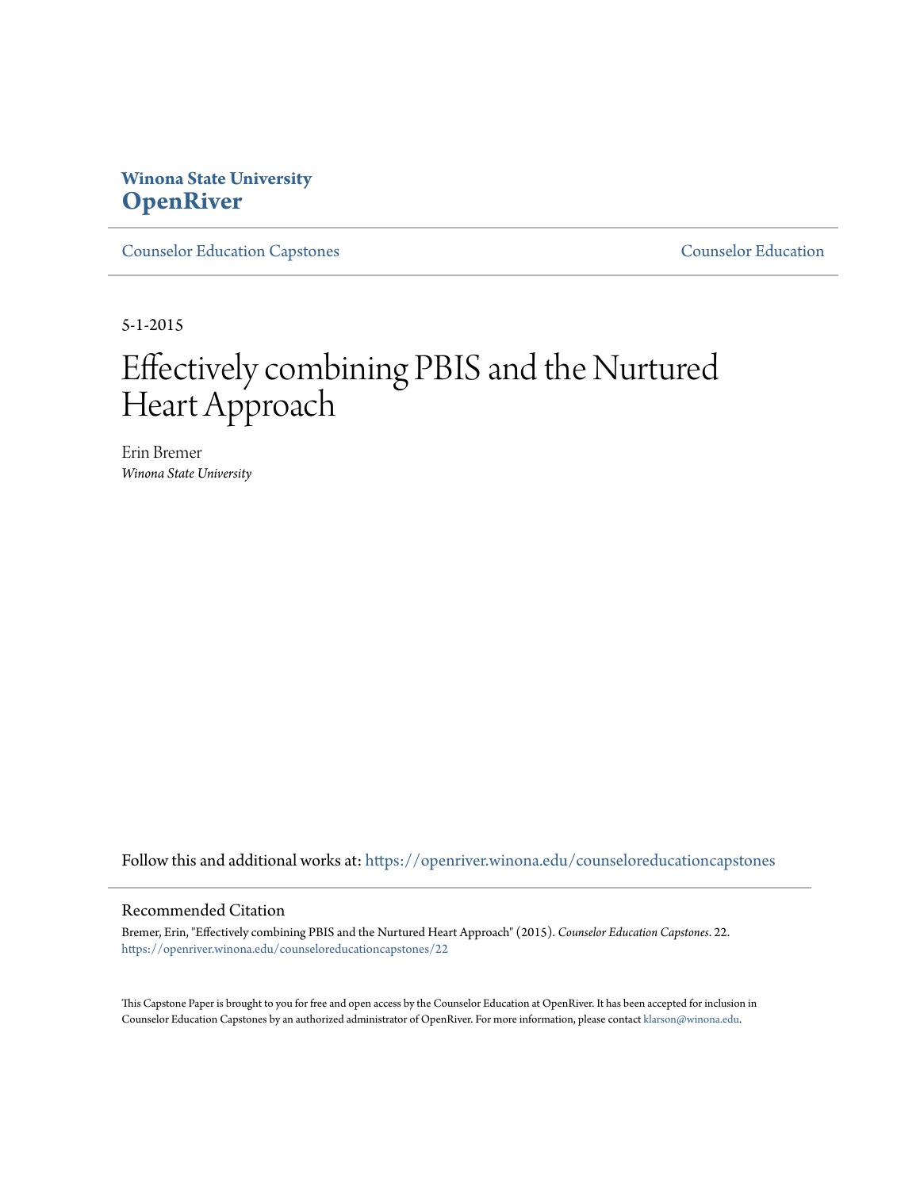**Winona State University**
# OpenRiver

Counselor Education Capstones | Counselor Education

5-1-2015

# Effectively combining PBIS and the Nurtured Heart Approach

Erin Bremer
*Winona State University*

Follow this and additional works at: https://openriver.winona.edu/counseloreducationcapstones

## Recommended Citation

Bremer, Erin, "Effectively combining PBIS and the Nurtured Heart Approach" (2015). *Counselor Education Capstones*. 22.
https://openriver.winona.edu/counseloreducationcapstones/22

This Capstone Paper is brought to you for free and open access by the Counselor Education at OpenRiver. It has been accepted for inclusion in Counselor Education Capstones by an authorized administrator of OpenRiver. For more information, please contact klarson@winona.edu.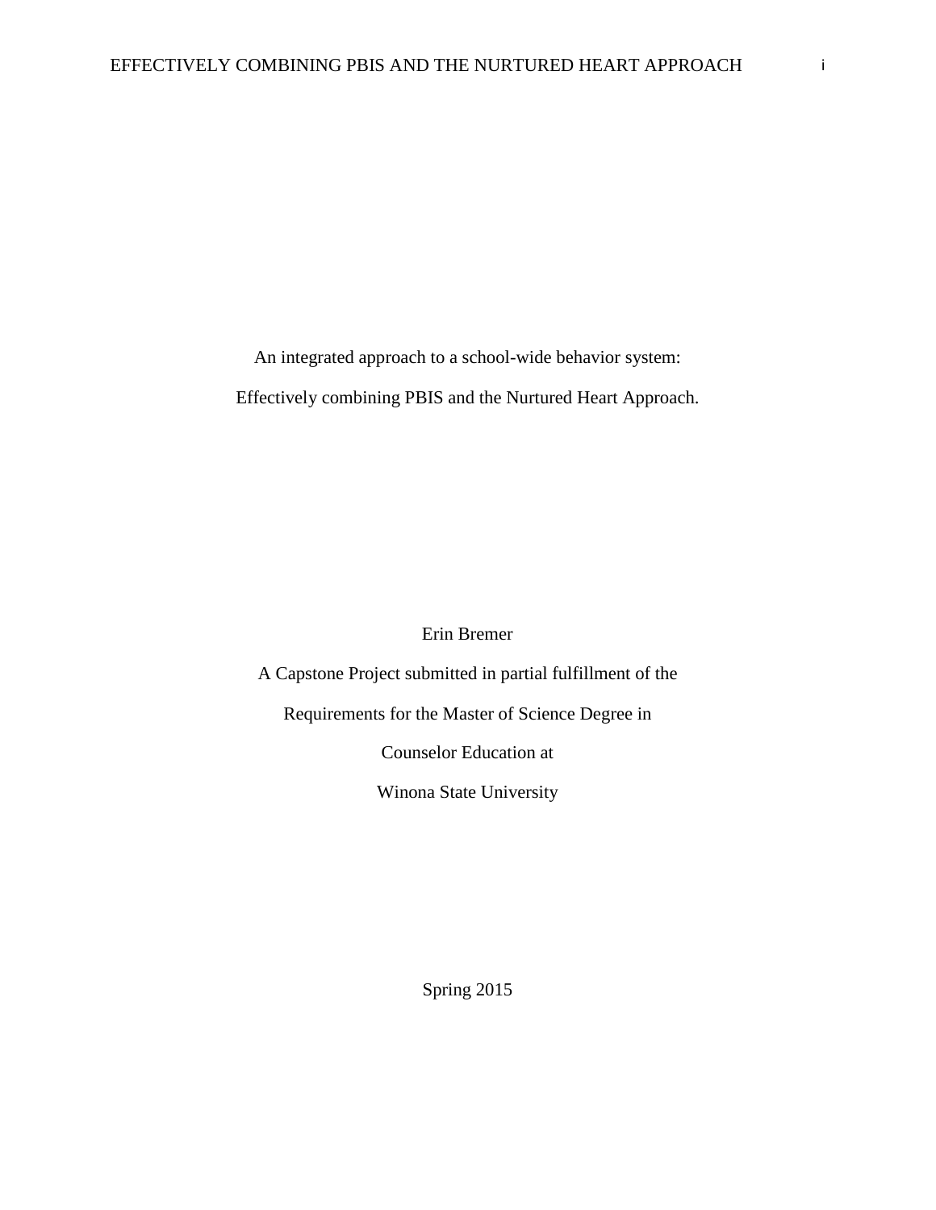An integrated approach to a school-wide behavior system:

Effectively combining PBIS and the Nurtured Heart Approach.

Erin Bremer

A Capstone Project submitted in partial fulfillment of the

Requirements for the Master of Science Degree in

Counselor Education at

Winona State University

Spring 2015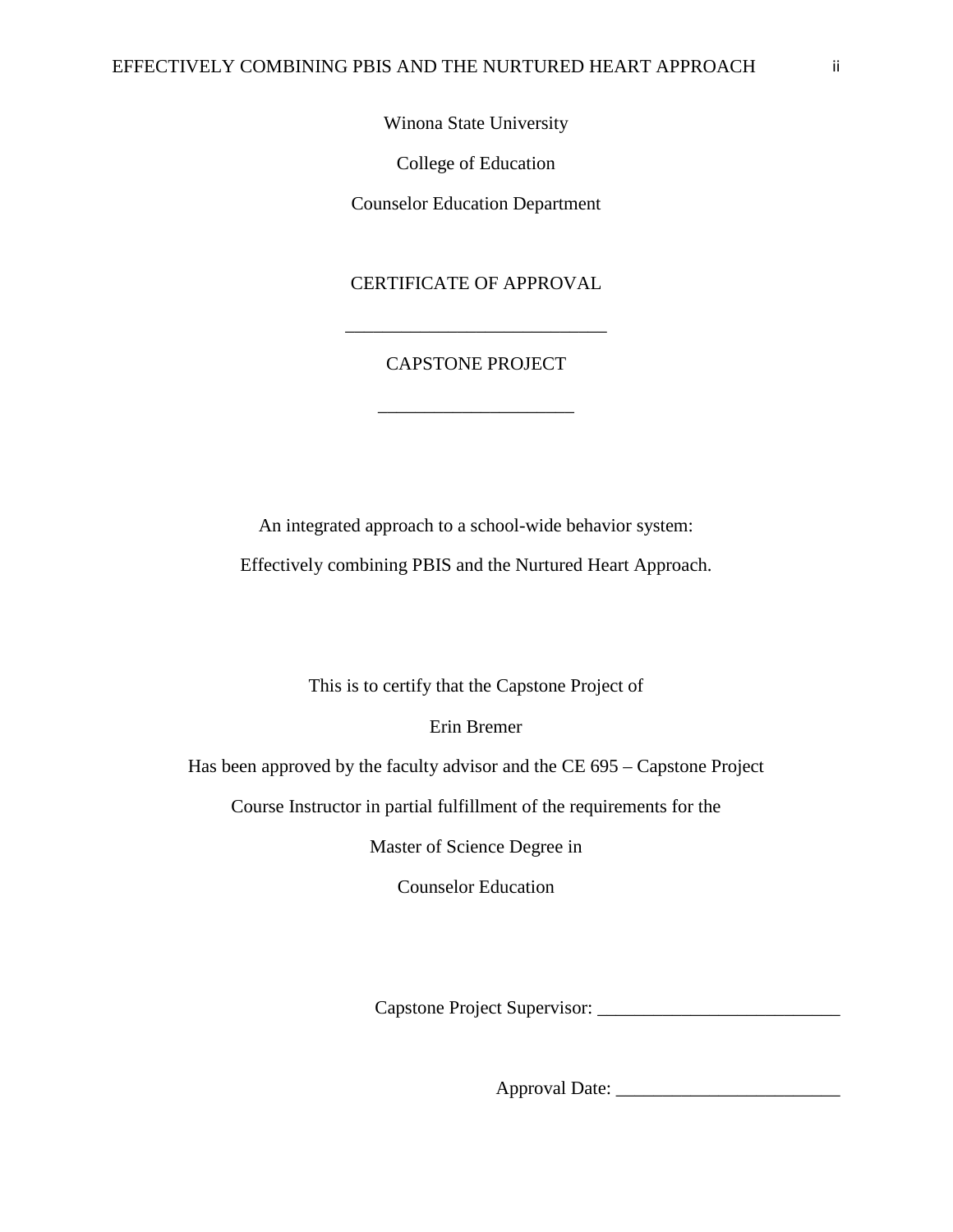Winona State University

College of Education

Counselor Education Department

CERTIFICATE OF APPROVAL

___________________________

CAPSTONE PROJECT

____________________

An integrated approach to a school-wide behavior system:

Effectively combining PBIS and the Nurtured Heart Approach.

This is to certify that the Capstone Project of

Erin Bremer

Has been approved by the faculty advisor and the CE 695 – Capstone Project

Course Instructor in partial fulfillment of the requirements for the

Master of Science Degree in

Counselor Education

Capstone Project Supervisor: _________________________

Approval Date: ________________________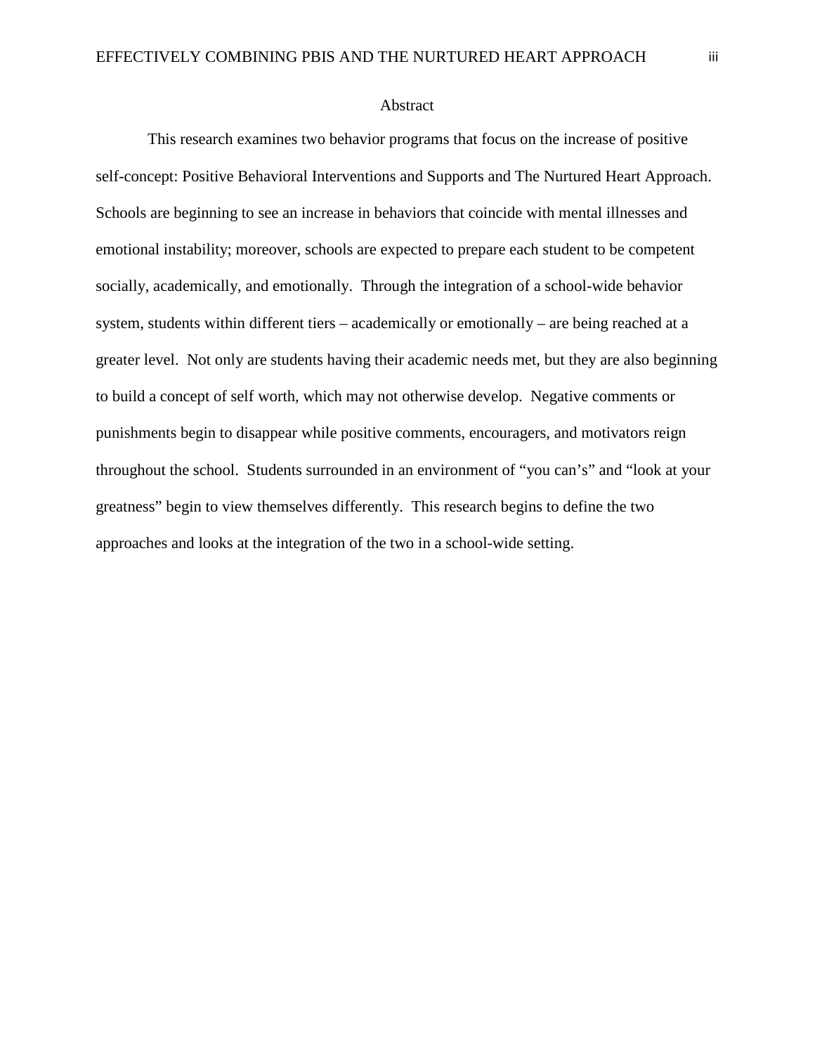# Abstract

This research examines two behavior programs that focus on the increase of positive self-concept: Positive Behavioral Interventions and Supports and The Nurtured Heart Approach. Schools are beginning to see an increase in behaviors that coincide with mental illnesses and emotional instability; moreover, schools are expected to prepare each student to be competent socially, academically, and emotionally. Through the integration of a school-wide behavior system, students within different tiers – academically or emotionally – are being reached at a greater level. Not only are students having their academic needs met, but they are also beginning to build a concept of self worth, which may not otherwise develop. Negative comments or punishments begin to disappear while positive comments, encouragers, and motivators reign throughout the school. Students surrounded in an environment of "you can's" and "look at your greatness" begin to view themselves differently. This research begins to define the two approaches and looks at the integration of the two in a school-wide setting.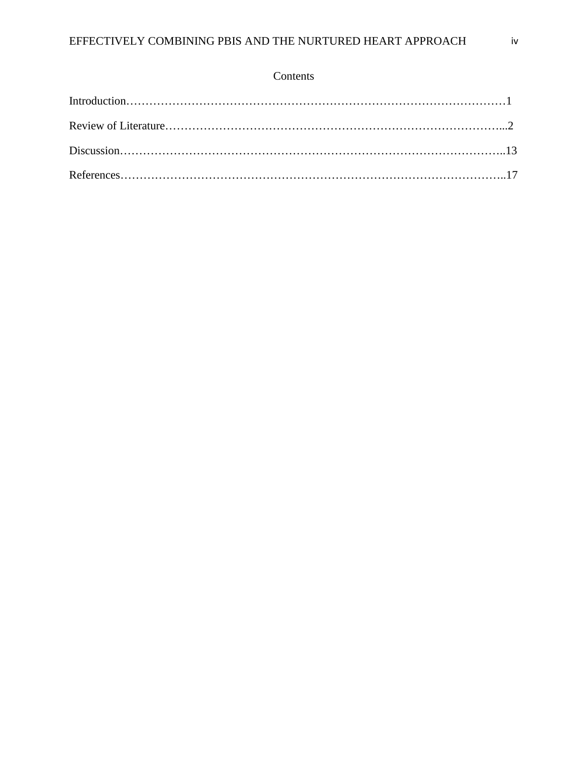# Contents

Introduction……………………………………………………………………………………1

Review of Literature…………………………………………………………………………...2

Discussion……………………………………………………………………………………..13

References……………………………………………………………………………………..17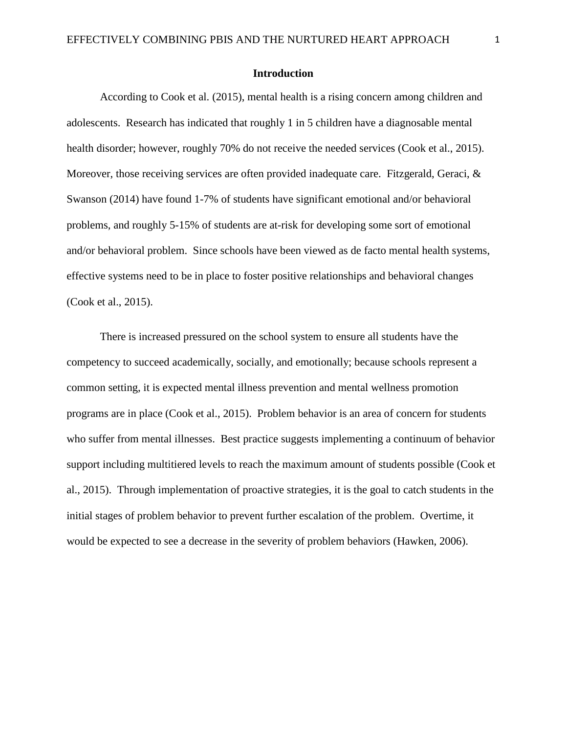# Introduction

According to Cook et al. (2015), mental health is a rising concern among children and adolescents. Research has indicated that roughly 1 in 5 children have a diagnosable mental health disorder; however, roughly 70% do not receive the needed services (Cook et al., 2015). Moreover, those receiving services are often provided inadequate care. Fitzgerald, Geraci, & Swanson (2014) have found 1-7% of students have significant emotional and/or behavioral problems, and roughly 5-15% of students are at-risk for developing some sort of emotional and/or behavioral problem. Since schools have been viewed as de facto mental health systems, effective systems need to be in place to foster positive relationships and behavioral changes (Cook et al., 2015).

There is increased pressured on the school system to ensure all students have the competency to succeed academically, socially, and emotionally; because schools represent a common setting, it is expected mental illness prevention and mental wellness promotion programs are in place (Cook et al., 2015). Problem behavior is an area of concern for students who suffer from mental illnesses. Best practice suggests implementing a continuum of behavior support including multitiered levels to reach the maximum amount of students possible (Cook et al., 2015). Through implementation of proactive strategies, it is the goal to catch students in the initial stages of problem behavior to prevent further escalation of the problem. Overtime, it would be expected to see a decrease in the severity of problem behaviors (Hawken, 2006).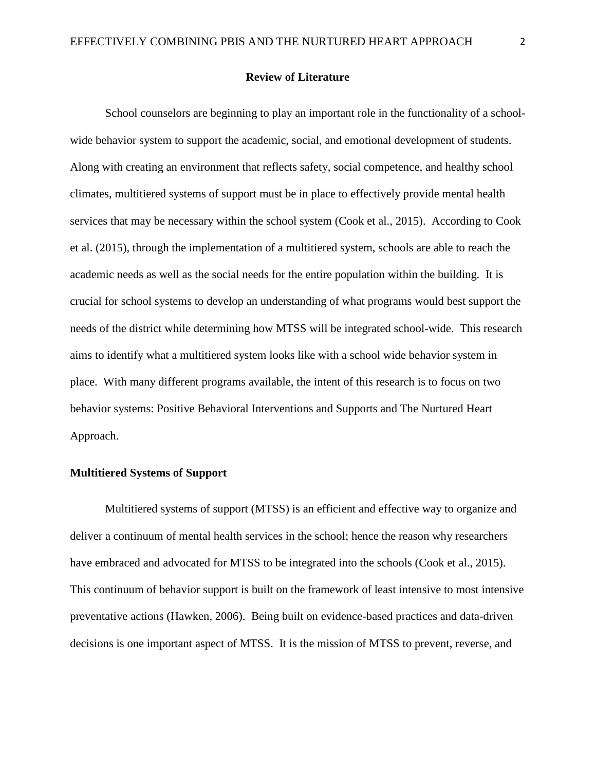## Review of Literature

School counselors are beginning to play an important role in the functionality of a school-wide behavior system to support the academic, social, and emotional development of students. Along with creating an environment that reflects safety, social competence, and healthy school climates, multitiered systems of support must be in place to effectively provide mental health services that may be necessary within the school system (Cook et al., 2015). According to Cook et al. (2015), through the implementation of a multitiered system, schools are able to reach the academic needs as well as the social needs for the entire population within the building. It is crucial for school systems to develop an understanding of what programs would best support the needs of the district while determining how MTSS will be integrated school-wide. This research aims to identify what a multitiered system looks like with a school wide behavior system in place. With many different programs available, the intent of this research is to focus on two behavior systems: Positive Behavioral Interventions and Supports and The Nurtured Heart Approach.

### Multitiered Systems of Support

Multitiered systems of support (MTSS) is an efficient and effective way to organize and deliver a continuum of mental health services in the school; hence the reason why researchers have embraced and advocated for MTSS to be integrated into the schools (Cook et al., 2015). This continuum of behavior support is built on the framework of least intensive to most intensive preventative actions (Hawken, 2006). Being built on evidence-based practices and data-driven decisions is one important aspect of MTSS. It is the mission of MTSS to prevent, reverse, and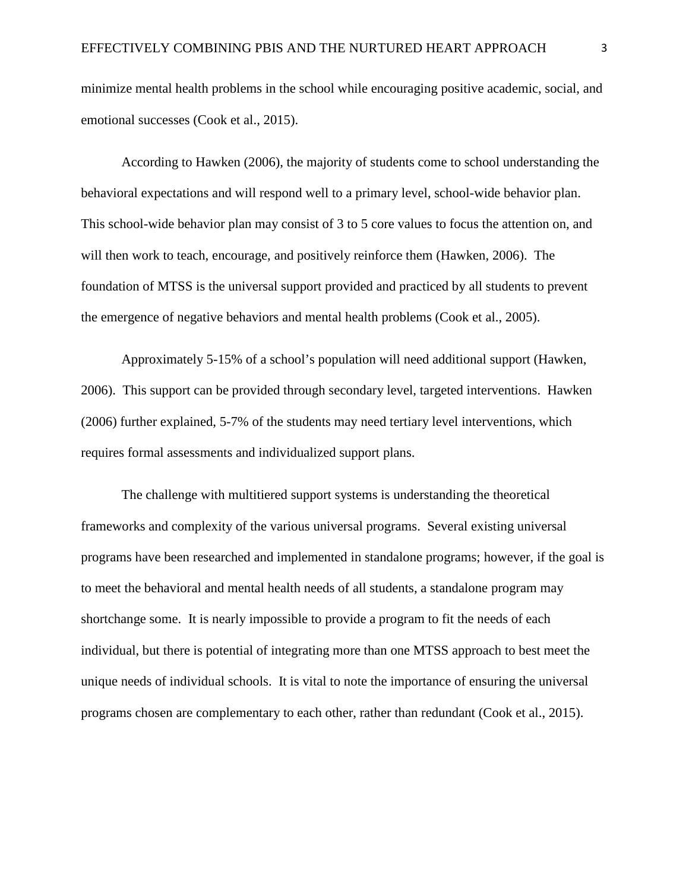minimize mental health problems in the school while encouraging positive academic, social, and emotional successes (Cook et al., 2015).

According to Hawken (2006), the majority of students come to school understanding the behavioral expectations and will respond well to a primary level, school-wide behavior plan. This school-wide behavior plan may consist of 3 to 5 core values to focus the attention on, and will then work to teach, encourage, and positively reinforce them (Hawken, 2006). The foundation of MTSS is the universal support provided and practiced by all students to prevent the emergence of negative behaviors and mental health problems (Cook et al., 2005).

Approximately 5-15% of a school's population will need additional support (Hawken, 2006). This support can be provided through secondary level, targeted interventions. Hawken (2006) further explained, 5-7% of the students may need tertiary level interventions, which requires formal assessments and individualized support plans.

The challenge with multitiered support systems is understanding the theoretical frameworks and complexity of the various universal programs. Several existing universal programs have been researched and implemented in standalone programs; however, if the goal is to meet the behavioral and mental health needs of all students, a standalone program may shortchange some. It is nearly impossible to provide a program to fit the needs of each individual, but there is potential of integrating more than one MTSS approach to best meet the unique needs of individual schools. It is vital to note the importance of ensuring the universal programs chosen are complementary to each other, rather than redundant (Cook et al., 2015).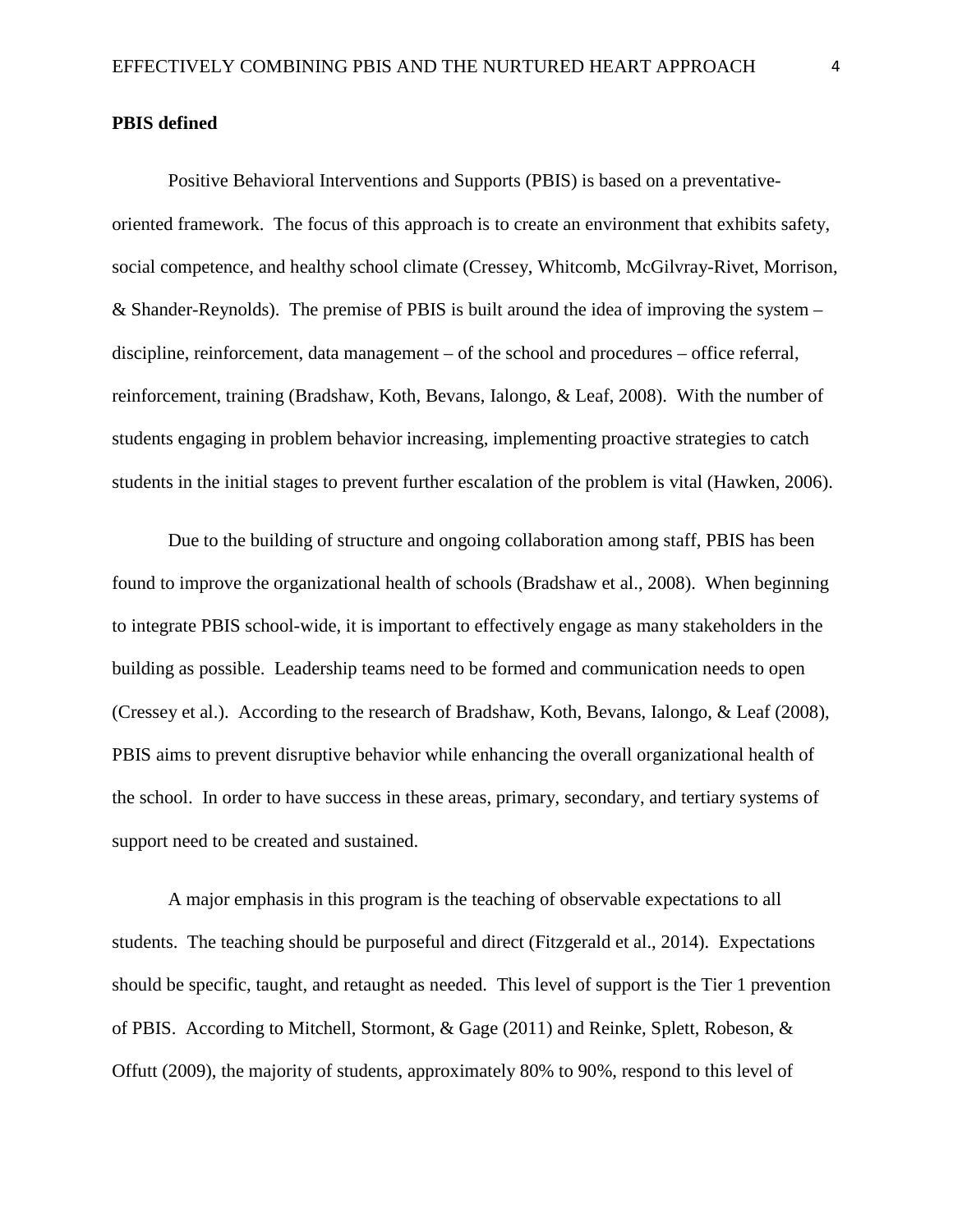**PBIS defined**

Positive Behavioral Interventions and Supports (PBIS) is based on a preventative-oriented framework. The focus of this approach is to create an environment that exhibits safety, social competence, and healthy school climate (Cressey, Whitcomb, McGilvray-Rivet, Morrison, & Shander-Reynolds). The premise of PBIS is built around the idea of improving the system – discipline, reinforcement, data management – of the school and procedures – office referral, reinforcement, training (Bradshaw, Koth, Bevans, Ialongo, & Leaf, 2008). With the number of students engaging in problem behavior increasing, implementing proactive strategies to catch students in the initial stages to prevent further escalation of the problem is vital (Hawken, 2006).

Due to the building of structure and ongoing collaboration among staff, PBIS has been found to improve the organizational health of schools (Bradshaw et al., 2008). When beginning to integrate PBIS school-wide, it is important to effectively engage as many stakeholders in the building as possible. Leadership teams need to be formed and communication needs to open (Cressey et al.). According to the research of Bradshaw, Koth, Bevans, Ialongo, & Leaf (2008), PBIS aims to prevent disruptive behavior while enhancing the overall organizational health of the school. In order to have success in these areas, primary, secondary, and tertiary systems of support need to be created and sustained.

A major emphasis in this program is the teaching of observable expectations to all students. The teaching should be purposeful and direct (Fitzgerald et al., 2014). Expectations should be specific, taught, and retaught as needed. This level of support is the Tier 1 prevention of PBIS. According to Mitchell, Stormont, & Gage (2011) and Reinke, Splett, Robeson, & Offutt (2009), the majority of students, approximately 80% to 90%, respond to this level of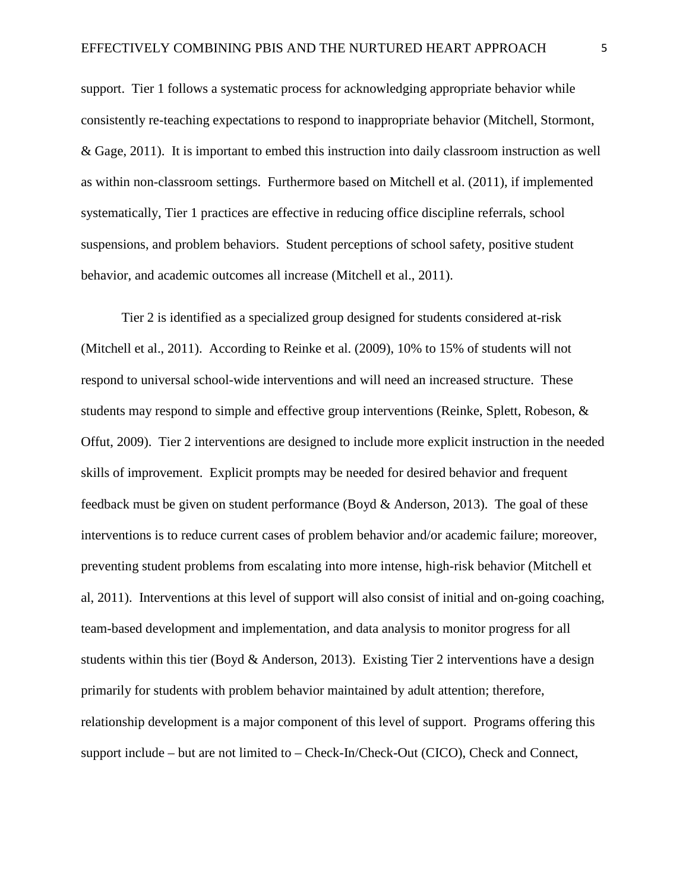support. Tier 1 follows a systematic process for acknowledging appropriate behavior while consistently re-teaching expectations to respond to inappropriate behavior (Mitchell, Stormont, & Gage, 2011). It is important to embed this instruction into daily classroom instruction as well as within non-classroom settings. Furthermore based on Mitchell et al. (2011), if implemented systematically, Tier 1 practices are effective in reducing office discipline referrals, school suspensions, and problem behaviors. Student perceptions of school safety, positive student behavior, and academic outcomes all increase (Mitchell et al., 2011).

Tier 2 is identified as a specialized group designed for students considered at-risk (Mitchell et al., 2011). According to Reinke et al. (2009), 10% to 15% of students will not respond to universal school-wide interventions and will need an increased structure. These students may respond to simple and effective group interventions (Reinke, Splett, Robeson, & Offut, 2009). Tier 2 interventions are designed to include more explicit instruction in the needed skills of improvement. Explicit prompts may be needed for desired behavior and frequent feedback must be given on student performance (Boyd & Anderson, 2013). The goal of these interventions is to reduce current cases of problem behavior and/or academic failure; moreover, preventing student problems from escalating into more intense, high-risk behavior (Mitchell et al, 2011). Interventions at this level of support will also consist of initial and on-going coaching, team-based development and implementation, and data analysis to monitor progress for all students within this tier (Boyd & Anderson, 2013). Existing Tier 2 interventions have a design primarily for students with problem behavior maintained by adult attention; therefore, relationship development is a major component of this level of support. Programs offering this support include – but are not limited to – Check-In/Check-Out (CICO), Check and Connect,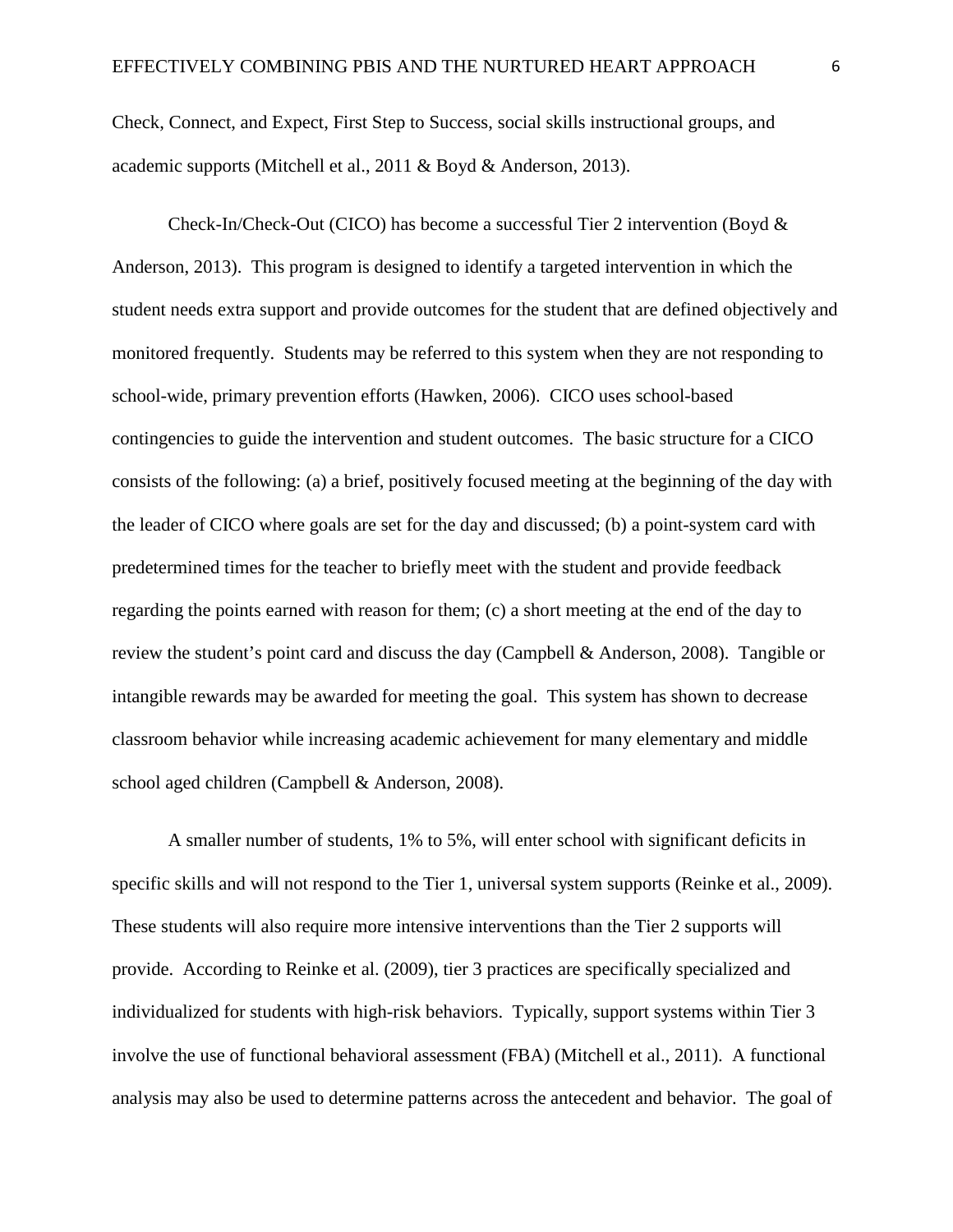Check, Connect, and Expect, First Step to Success, social skills instructional groups, and academic supports (Mitchell et al., 2011 & Boyd & Anderson, 2013).

Check-In/Check-Out (CICO) has become a successful Tier 2 intervention (Boyd & Anderson, 2013). This program is designed to identify a targeted intervention in which the student needs extra support and provide outcomes for the student that are defined objectively and monitored frequently. Students may be referred to this system when they are not responding to school-wide, primary prevention efforts (Hawken, 2006). CICO uses school-based contingencies to guide the intervention and student outcomes. The basic structure for a CICO consists of the following: (a) a brief, positively focused meeting at the beginning of the day with the leader of CICO where goals are set for the day and discussed; (b) a point-system card with predetermined times for the teacher to briefly meet with the student and provide feedback regarding the points earned with reason for them; (c) a short meeting at the end of the day to review the student's point card and discuss the day (Campbell & Anderson, 2008). Tangible or intangible rewards may be awarded for meeting the goal. This system has shown to decrease classroom behavior while increasing academic achievement for many elementary and middle school aged children (Campbell & Anderson, 2008).

A smaller number of students, 1% to 5%, will enter school with significant deficits in specific skills and will not respond to the Tier 1, universal system supports (Reinke et al., 2009). These students will also require more intensive interventions than the Tier 2 supports will provide. According to Reinke et al. (2009), tier 3 practices are specifically specialized and individualized for students with high-risk behaviors. Typically, support systems within Tier 3 involve the use of functional behavioral assessment (FBA) (Mitchell et al., 2011). A functional analysis may also be used to determine patterns across the antecedent and behavior. The goal of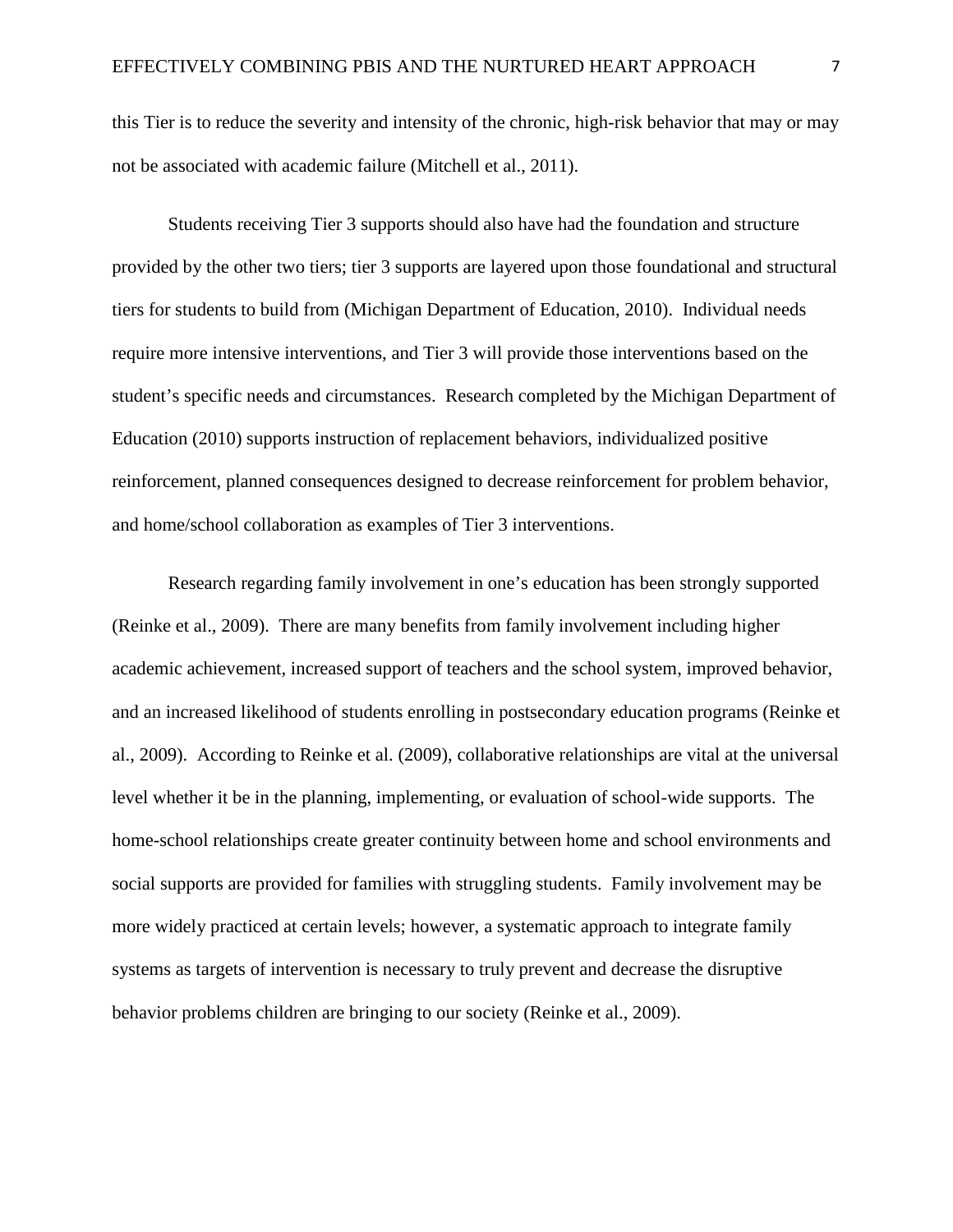this Tier is to reduce the severity and intensity of the chronic, high-risk behavior that may or may not be associated with academic failure (Mitchell et al., 2011).

Students receiving Tier 3 supports should also have had the foundation and structure provided by the other two tiers; tier 3 supports are layered upon those foundational and structural tiers for students to build from (Michigan Department of Education, 2010). Individual needs require more intensive interventions, and Tier 3 will provide those interventions based on the student's specific needs and circumstances. Research completed by the Michigan Department of Education (2010) supports instruction of replacement behaviors, individualized positive reinforcement, planned consequences designed to decrease reinforcement for problem behavior, and home/school collaboration as examples of Tier 3 interventions.

Research regarding family involvement in one's education has been strongly supported (Reinke et al., 2009). There are many benefits from family involvement including higher academic achievement, increased support of teachers and the school system, improved behavior, and an increased likelihood of students enrolling in postsecondary education programs (Reinke et al., 2009). According to Reinke et al. (2009), collaborative relationships are vital at the universal level whether it be in the planning, implementing, or evaluation of school-wide supports. The home-school relationships create greater continuity between home and school environments and social supports are provided for families with struggling students. Family involvement may be more widely practiced at certain levels; however, a systematic approach to integrate family systems as targets of intervention is necessary to truly prevent and decrease the disruptive behavior problems children are bringing to our society (Reinke et al., 2009).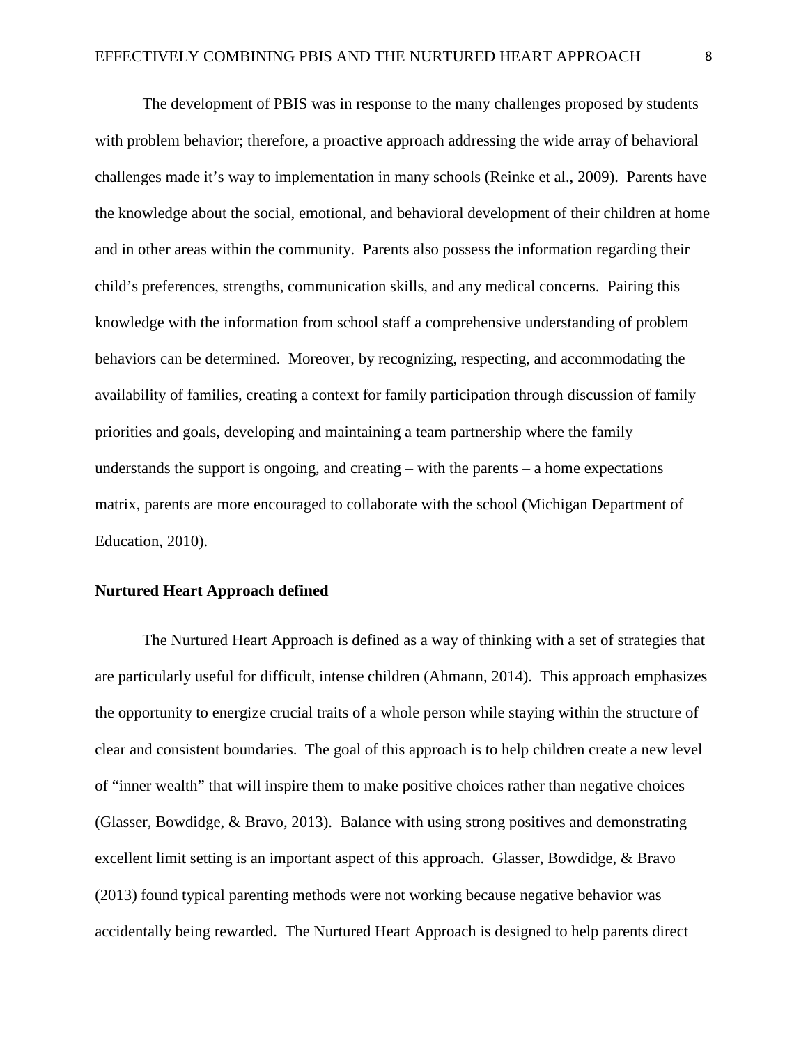The development of PBIS was in response to the many challenges proposed by students with problem behavior; therefore, a proactive approach addressing the wide array of behavioral challenges made it's way to implementation in many schools (Reinke et al., 2009). Parents have the knowledge about the social, emotional, and behavioral development of their children at home and in other areas within the community. Parents also possess the information regarding their child's preferences, strengths, communication skills, and any medical concerns. Pairing this knowledge with the information from school staff a comprehensive understanding of problem behaviors can be determined. Moreover, by recognizing, respecting, and accommodating the availability of families, creating a context for family participation through discussion of family priorities and goals, developing and maintaining a team partnership where the family understands the support is ongoing, and creating – with the parents – a home expectations matrix, parents are more encouraged to collaborate with the school (Michigan Department of Education, 2010).

**Nurtured Heart Approach defined**

The Nurtured Heart Approach is defined as a way of thinking with a set of strategies that are particularly useful for difficult, intense children (Ahmann, 2014). This approach emphasizes the opportunity to energize crucial traits of a whole person while staying within the structure of clear and consistent boundaries. The goal of this approach is to help children create a new level of "inner wealth" that will inspire them to make positive choices rather than negative choices (Glasser, Bowdidge, & Bravo, 2013). Balance with using strong positives and demonstrating excellent limit setting is an important aspect of this approach. Glasser, Bowdidge, & Bravo (2013) found typical parenting methods were not working because negative behavior was accidentally being rewarded. The Nurtured Heart Approach is designed to help parents direct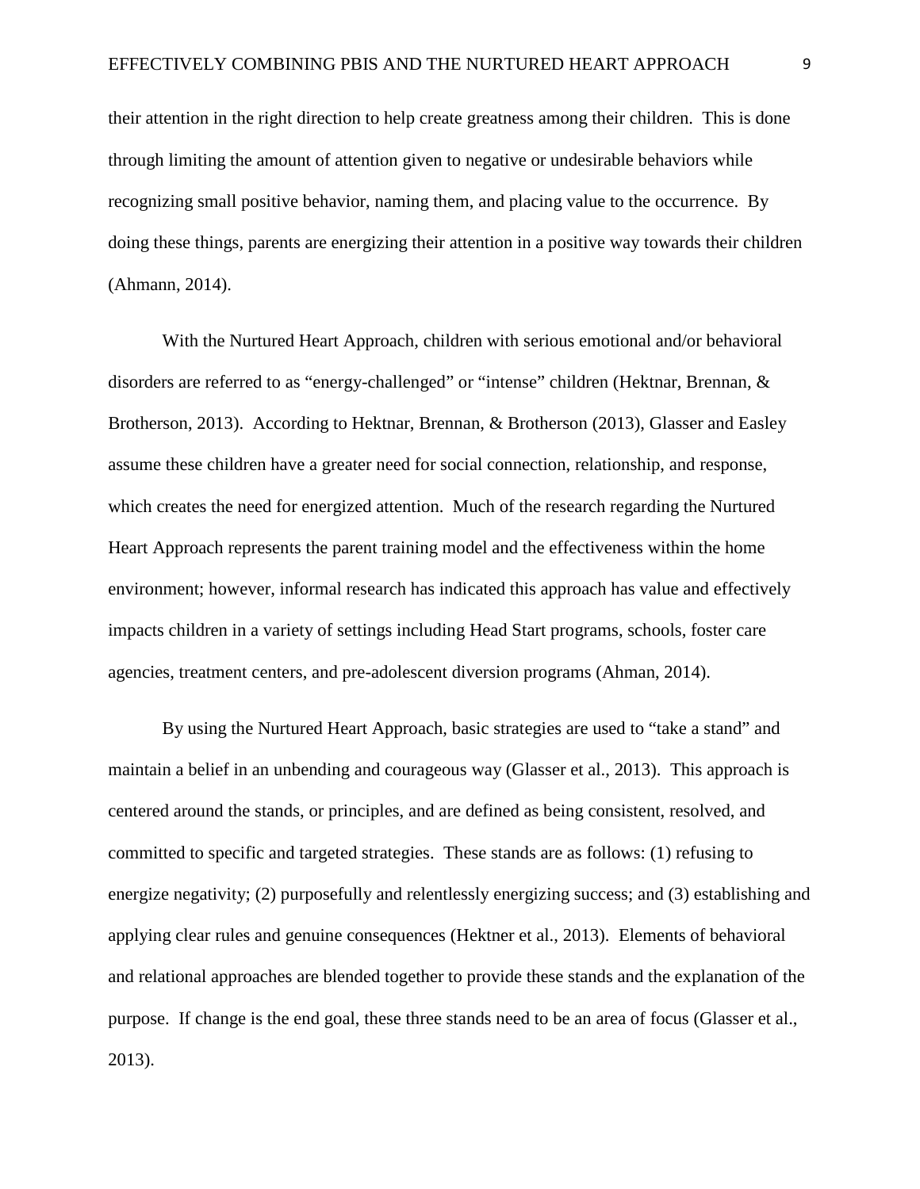their attention in the right direction to help create greatness among their children. This is done through limiting the amount of attention given to negative or undesirable behaviors while recognizing small positive behavior, naming them, and placing value to the occurrence. By doing these things, parents are energizing their attention in a positive way towards their children (Ahmann, 2014).

With the Nurtured Heart Approach, children with serious emotional and/or behavioral disorders are referred to as "energy-challenged" or "intense" children (Hektnar, Brennan, & Brotherson, 2013). According to Hektnar, Brennan, & Brotherson (2013), Glasser and Easley assume these children have a greater need for social connection, relationship, and response, which creates the need for energized attention. Much of the research regarding the Nurtured Heart Approach represents the parent training model and the effectiveness within the home environment; however, informal research has indicated this approach has value and effectively impacts children in a variety of settings including Head Start programs, schools, foster care agencies, treatment centers, and pre-adolescent diversion programs (Ahman, 2014).

By using the Nurtured Heart Approach, basic strategies are used to "take a stand" and maintain a belief in an unbending and courageous way (Glasser et al., 2013). This approach is centered around the stands, or principles, and are defined as being consistent, resolved, and committed to specific and targeted strategies. These stands are as follows: (1) refusing to energize negativity; (2) purposefully and relentlessly energizing success; and (3) establishing and applying clear rules and genuine consequences (Hektner et al., 2013). Elements of behavioral and relational approaches are blended together to provide these stands and the explanation of the purpose. If change is the end goal, these three stands need to be an area of focus (Glasser et al., 2013).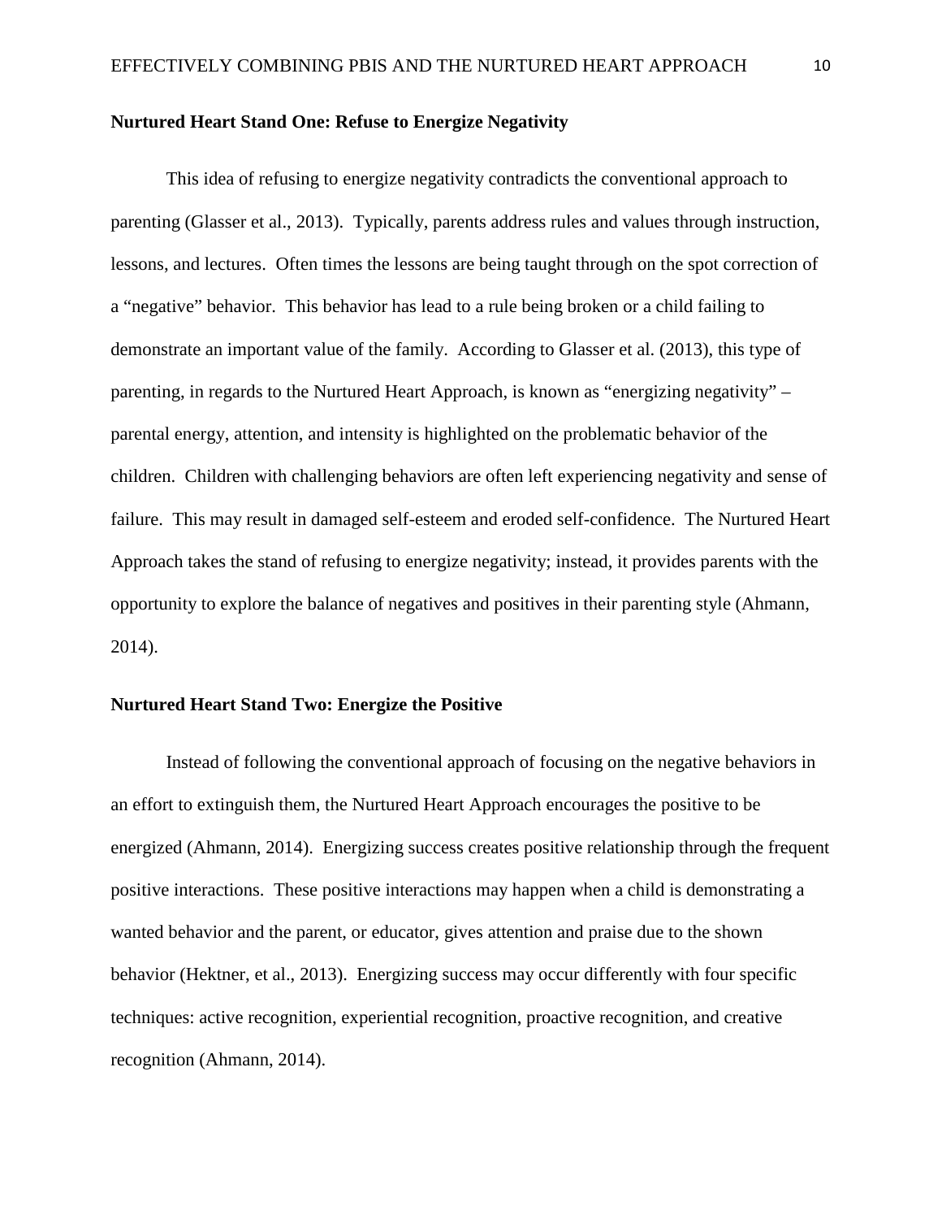### Nurtured Heart Stand One: Refuse to Energize Negativity

This idea of refusing to energize negativity contradicts the conventional approach to parenting (Glasser et al., 2013). Typically, parents address rules and values through instruction, lessons, and lectures. Often times the lessons are being taught through on the spot correction of a "negative" behavior. This behavior has lead to a rule being broken or a child failing to demonstrate an important value of the family. According to Glasser et al. (2013), this type of parenting, in regards to the Nurtured Heart Approach, is known as "energizing negativity" – parental energy, attention, and intensity is highlighted on the problematic behavior of the children. Children with challenging behaviors are often left experiencing negativity and sense of failure. This may result in damaged self-esteem and eroded self-confidence. The Nurtured Heart Approach takes the stand of refusing to energize negativity; instead, it provides parents with the opportunity to explore the balance of negatives and positives in their parenting style (Ahmann, 2014).

### Nurtured Heart Stand Two: Energize the Positive

Instead of following the conventional approach of focusing on the negative behaviors in an effort to extinguish them, the Nurtured Heart Approach encourages the positive to be energized (Ahmann, 2014). Energizing success creates positive relationship through the frequent positive interactions. These positive interactions may happen when a child is demonstrating a wanted behavior and the parent, or educator, gives attention and praise due to the shown behavior (Hektner, et al., 2013). Energizing success may occur differently with four specific techniques: active recognition, experiential recognition, proactive recognition, and creative recognition (Ahmann, 2014).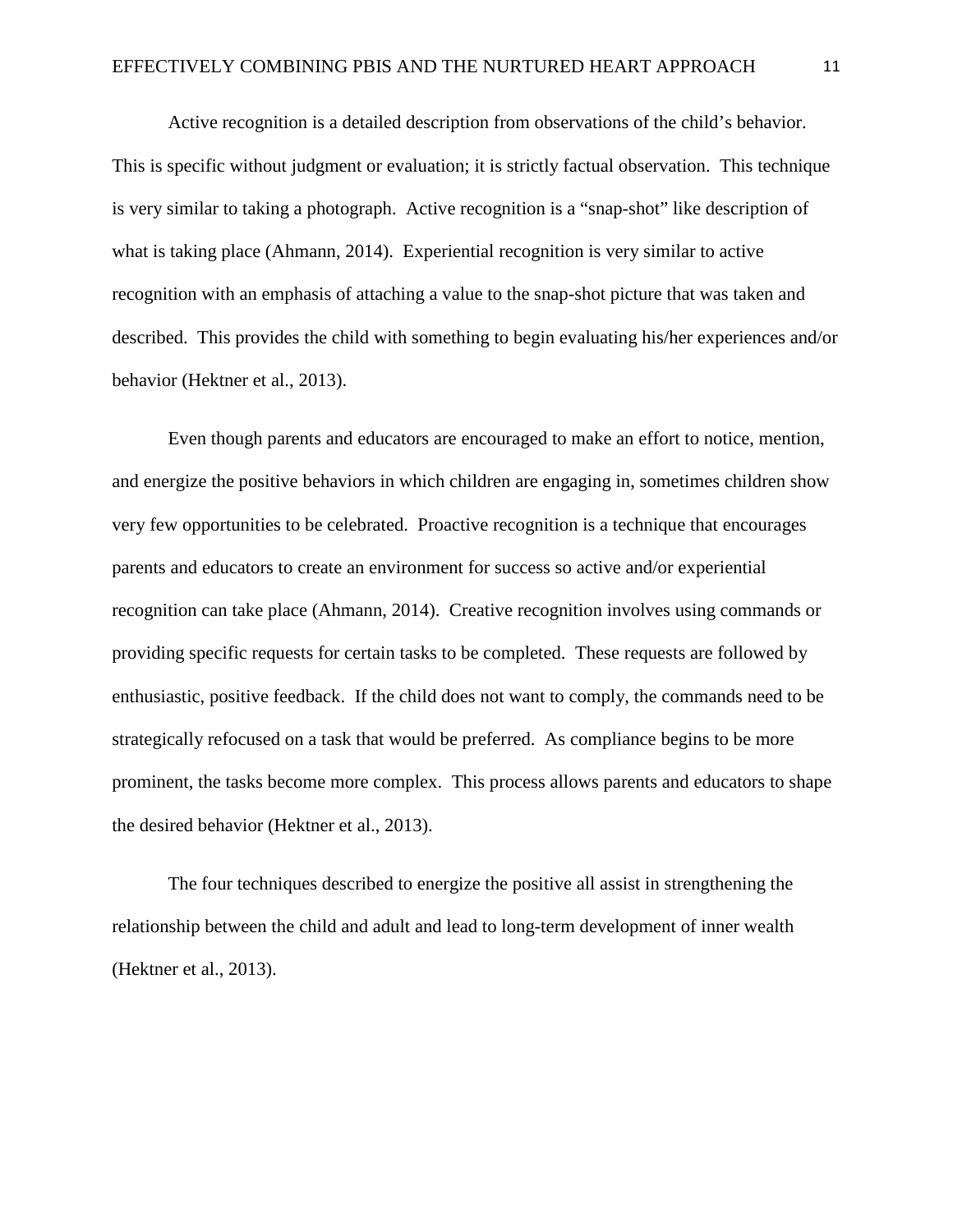Active recognition is a detailed description from observations of the child's behavior. This is specific without judgment or evaluation; it is strictly factual observation. This technique is very similar to taking a photograph. Active recognition is a "snap-shot" like description of what is taking place (Ahmann, 2014). Experiential recognition is very similar to active recognition with an emphasis of attaching a value to the snap-shot picture that was taken and described. This provides the child with something to begin evaluating his/her experiences and/or behavior (Hektner et al., 2013).

Even though parents and educators are encouraged to make an effort to notice, mention, and energize the positive behaviors in which children are engaging in, sometimes children show very few opportunities to be celebrated. Proactive recognition is a technique that encourages parents and educators to create an environment for success so active and/or experiential recognition can take place (Ahmann, 2014). Creative recognition involves using commands or providing specific requests for certain tasks to be completed. These requests are followed by enthusiastic, positive feedback. If the child does not want to comply, the commands need to be strategically refocused on a task that would be preferred. As compliance begins to be more prominent, the tasks become more complex. This process allows parents and educators to shape the desired behavior (Hektner et al., 2013).

The four techniques described to energize the positive all assist in strengthening the relationship between the child and adult and lead to long-term development of inner wealth (Hektner et al., 2013).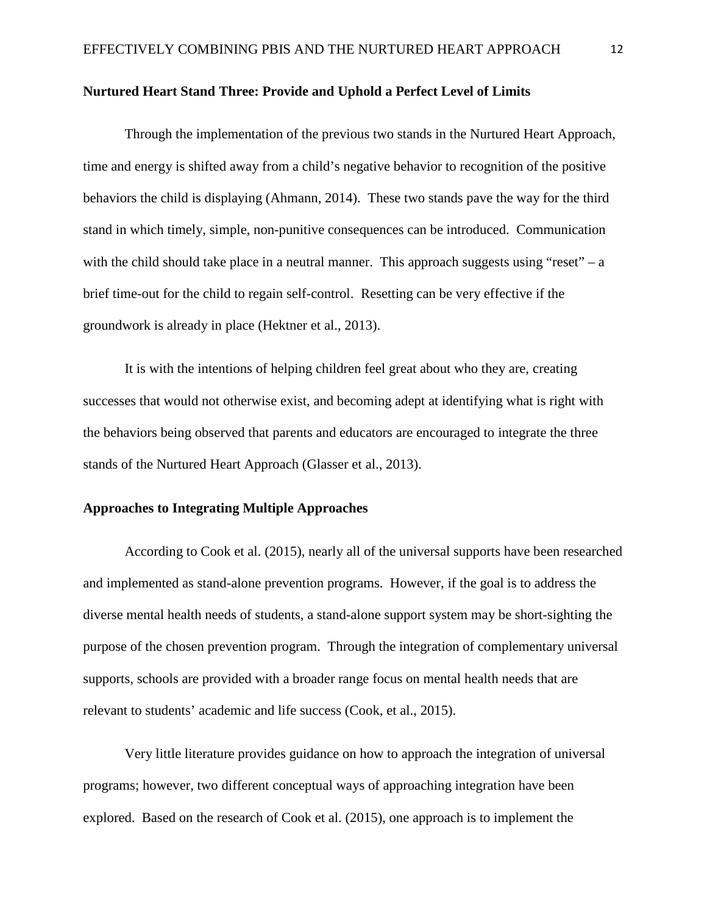### Nurtured Heart Stand Three: Provide and Uphold a Perfect Level of Limits

Through the implementation of the previous two stands in the Nurtured Heart Approach, time and energy is shifted away from a child's negative behavior to recognition of the positive behaviors the child is displaying (Ahmann, 2014). These two stands pave the way for the third stand in which timely, simple, non-punitive consequences can be introduced. Communication with the child should take place in a neutral manner. This approach suggests using "reset" – a brief time-out for the child to regain self-control. Resetting can be very effective if the groundwork is already in place (Hektner et al., 2013).

It is with the intentions of helping children feel great about who they are, creating successes that would not otherwise exist, and becoming adept at identifying what is right with the behaviors being observed that parents and educators are encouraged to integrate the three stands of the Nurtured Heart Approach (Glasser et al., 2013).

### Approaches to Integrating Multiple Approaches

According to Cook et al. (2015), nearly all of the universal supports have been researched and implemented as stand-alone prevention programs. However, if the goal is to address the diverse mental health needs of students, a stand-alone support system may be short-sighting the purpose of the chosen prevention program. Through the integration of complementary universal supports, schools are provided with a broader range focus on mental health needs that are relevant to students' academic and life success (Cook, et al., 2015).

Very little literature provides guidance on how to approach the integration of universal programs; however, two different conceptual ways of approaching integration have been explored. Based on the research of Cook et al. (2015), one approach is to implement the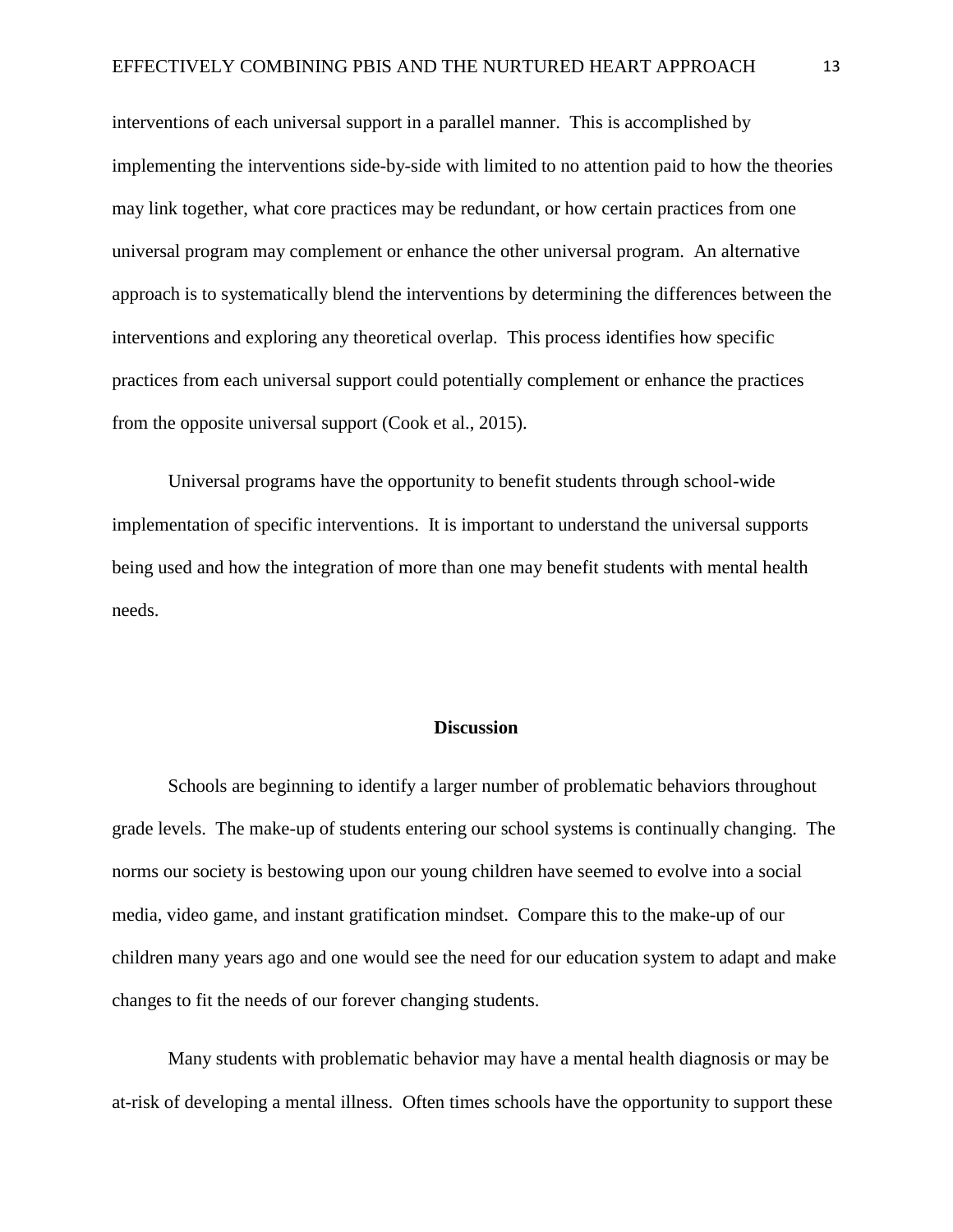interventions of each universal support in a parallel manner. This is accomplished by implementing the interventions side-by-side with limited to no attention paid to how the theories may link together, what core practices may be redundant, or how certain practices from one universal program may complement or enhance the other universal program. An alternative approach is to systematically blend the interventions by determining the differences between the interventions and exploring any theoretical overlap. This process identifies how specific practices from each universal support could potentially complement or enhance the practices from the opposite universal support (Cook et al., 2015).

Universal programs have the opportunity to benefit students through school-wide implementation of specific interventions. It is important to understand the universal supports being used and how the integration of more than one may benefit students with mental health needs.

## Discussion

Schools are beginning to identify a larger number of problematic behaviors throughout grade levels. The make-up of students entering our school systems is continually changing. The norms our society is bestowing upon our young children have seemed to evolve into a social media, video game, and instant gratification mindset. Compare this to the make-up of our children many years ago and one would see the need for our education system to adapt and make changes to fit the needs of our forever changing students.

Many students with problematic behavior may have a mental health diagnosis or may be at-risk of developing a mental illness. Often times schools have the opportunity to support these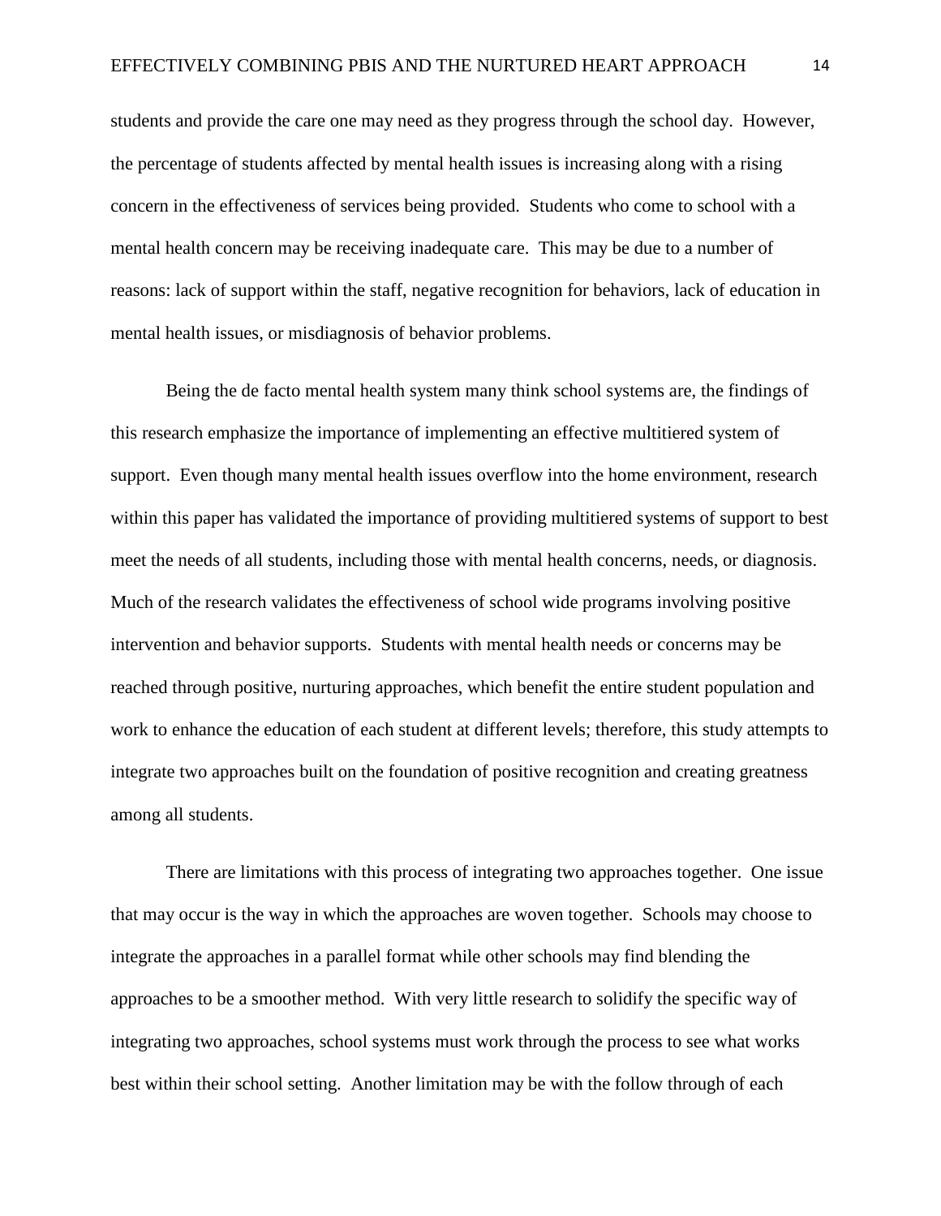students and provide the care one may need as they progress through the school day. However, the percentage of students affected by mental health issues is increasing along with a rising concern in the effectiveness of services being provided. Students who come to school with a mental health concern may be receiving inadequate care. This may be due to a number of reasons: lack of support within the staff, negative recognition for behaviors, lack of education in mental health issues, or misdiagnosis of behavior problems.

Being the de facto mental health system many think school systems are, the findings of this research emphasize the importance of implementing an effective multitiered system of support. Even though many mental health issues overflow into the home environment, research within this paper has validated the importance of providing multitiered systems of support to best meet the needs of all students, including those with mental health concerns, needs, or diagnosis. Much of the research validates the effectiveness of school wide programs involving positive intervention and behavior supports. Students with mental health needs or concerns may be reached through positive, nurturing approaches, which benefit the entire student population and work to enhance the education of each student at different levels; therefore, this study attempts to integrate two approaches built on the foundation of positive recognition and creating greatness among all students.

There are limitations with this process of integrating two approaches together. One issue that may occur is the way in which the approaches are woven together. Schools may choose to integrate the approaches in a parallel format while other schools may find blending the approaches to be a smoother method. With very little research to solidify the specific way of integrating two approaches, school systems must work through the process to see what works best within their school setting. Another limitation may be with the follow through of each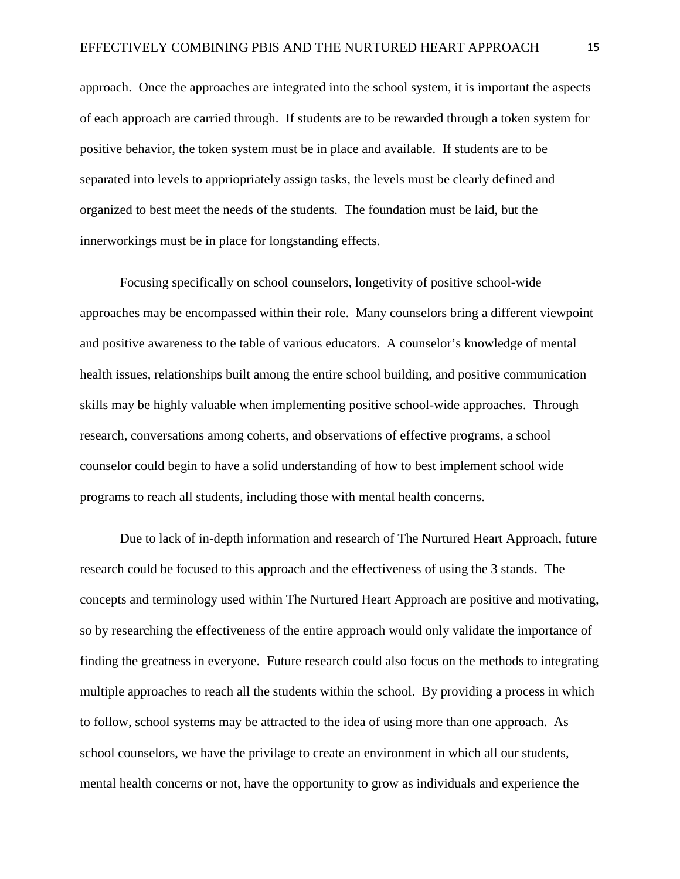approach. Once the approaches are integrated into the school system, it is important the aspects of each approach are carried through. If students are to be rewarded through a token system for positive behavior, the token system must be in place and available. If students are to be separated into levels to appriopriately assign tasks, the levels must be clearly defined and organized to best meet the needs of the students. The foundation must be laid, but the innerworkings must be in place for longstanding effects.

Focusing specifically on school counselors, longetivity of positive school-wide approaches may be encompassed within their role. Many counselors bring a different viewpoint and positive awareness to the table of various educators. A counselor's knowledge of mental health issues, relationships built among the entire school building, and positive communication skills may be highly valuable when implementing positive school-wide approaches. Through research, conversations among coherts, and observations of effective programs, a school counselor could begin to have a solid understanding of how to best implement school wide programs to reach all students, including those with mental health concerns.

Due to lack of in-depth information and research of The Nurtured Heart Approach, future research could be focused to this approach and the effectiveness of using the 3 stands. The concepts and terminology used within The Nurtured Heart Approach are positive and motivating, so by researching the effectiveness of the entire approach would only validate the importance of finding the greatness in everyone. Future research could also focus on the methods to integrating multiple approaches to reach all the students within the school. By providing a process in which to follow, school systems may be attracted to the idea of using more than one approach. As school counselors, we have the privilage to create an environment in which all our students, mental health concerns or not, have the opportunity to grow as individuals and experience the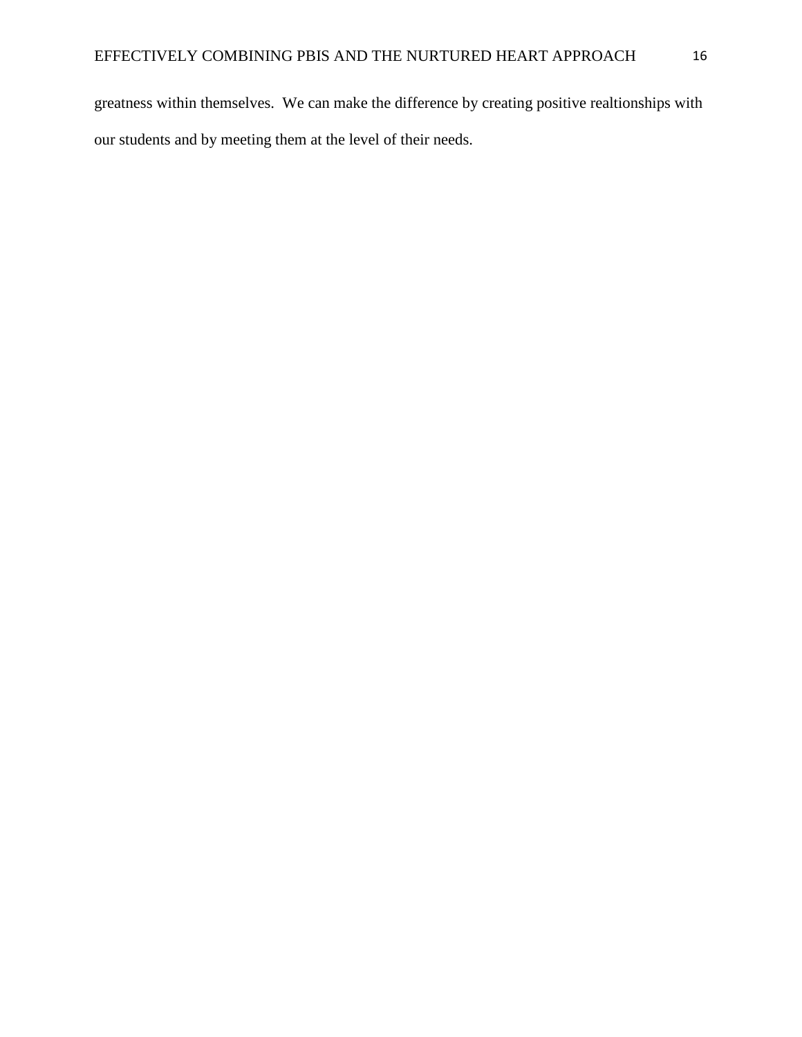greatness within themselves.  We can make the difference by creating positive realtionships with our students and by meeting them at the level of their needs.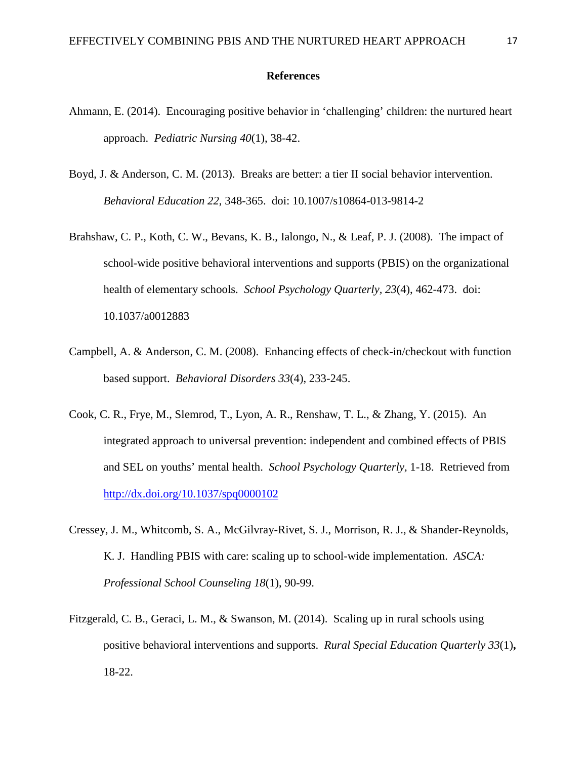**References**

Ahmann, E. (2014). Encouraging positive behavior in 'challenging' children: the nurtured heart approach. *Pediatric Nursing 40*(1), 38-42.

Boyd, J. & Anderson, C. M. (2013). Breaks are better: a tier II social behavior intervention. *Behavioral Education 22*, 348-365. doi: 10.1007/s10864-013-9814-2

Brahshaw, C. P., Koth, C. W., Bevans, K. B., Ialongo, N., & Leaf, P. J. (2008). The impact of school-wide positive behavioral interventions and supports (PBIS) on the organizational health of elementary schools. *School Psychology Quarterly, 23*(4), 462-473. doi: 10.1037/a0012883

Campbell, A. & Anderson, C. M. (2008). Enhancing effects of check-in/checkout with function based support. *Behavioral Disorders 33*(4), 233-245.

Cook, C. R., Frye, M., Slemrod, T., Lyon, A. R., Renshaw, T. L., & Zhang, Y. (2015). An integrated approach to universal prevention: independent and combined effects of PBIS and SEL on youths' mental health. *School Psychology Quarterly*, 1-18. Retrieved from http://dx.doi.org/10.1037/spq0000102

Cressey, J. M., Whitcomb, S. A., McGilvray-Rivet, S. J., Morrison, R. J., & Shander-Reynolds, K. J. Handling PBIS with care: scaling up to school-wide implementation. *ASCA: Professional School Counseling 18*(1), 90-99.

Fitzgerald, C. B., Geraci, L. M., & Swanson, M. (2014). Scaling up in rural schools using positive behavioral interventions and supports. *Rural Special Education Quarterly 33*(1)**,** 18-22.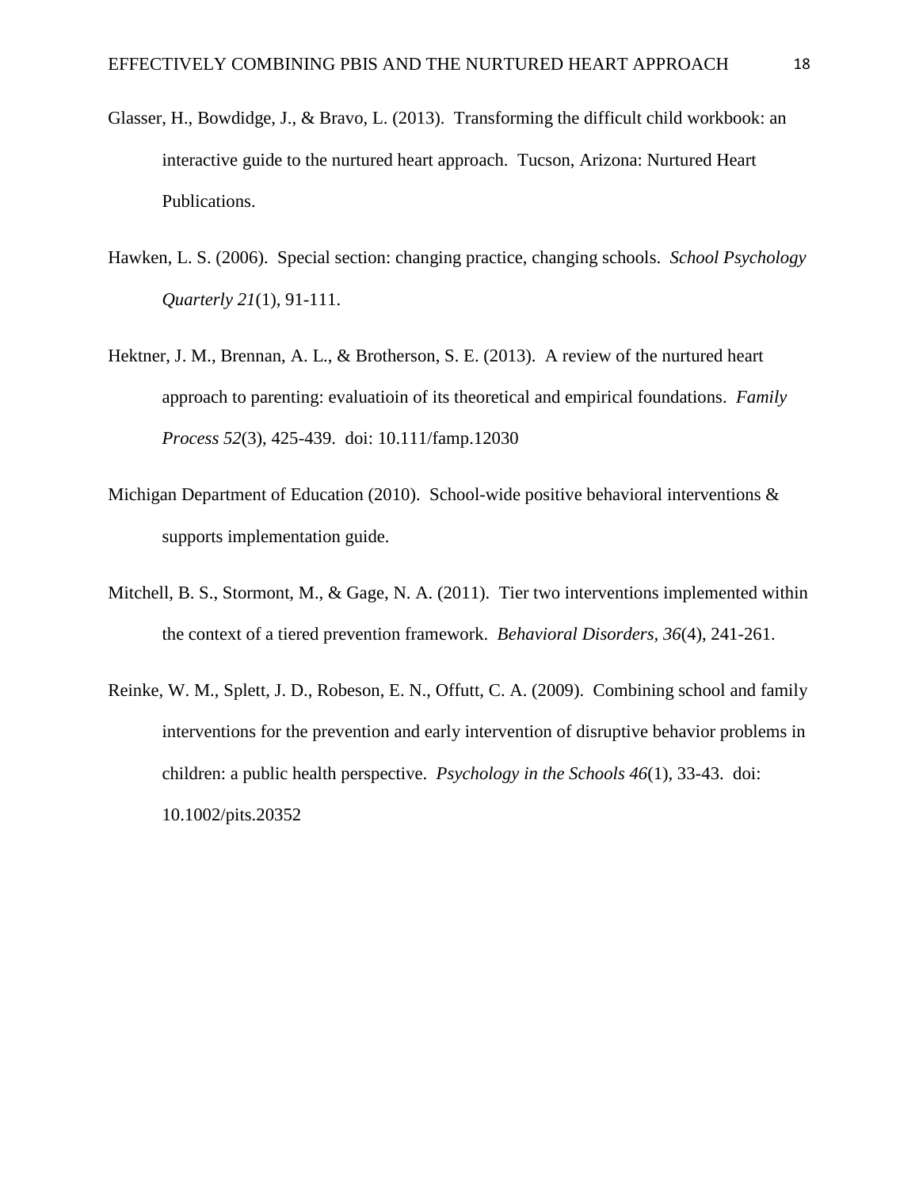Glasser, H., Bowdidge, J., & Bravo, L. (2013). Transforming the difficult child workbook: an interactive guide to the nurtured heart approach. Tucson, Arizona: Nurtured Heart Publications.

Hawken, L. S. (2006). Special section: changing practice, changing schools. *School Psychology Quarterly 21*(1), 91-111.

Hektner, J. M., Brennan, A. L., & Brotherson, S. E. (2013). A review of the nurtured heart approach to parenting: evaluatioin of its theoretical and empirical foundations. *Family Process 52*(3), 425-439. doi: 10.111/famp.12030

Michigan Department of Education (2010). School-wide positive behavioral interventions & supports implementation guide.

Mitchell, B. S., Stormont, M., & Gage, N. A. (2011). Tier two interventions implemented within the context of a tiered prevention framework. *Behavioral Disorders, 36*(4), 241-261.

Reinke, W. M., Splett, J. D., Robeson, E. N., Offutt, C. A. (2009). Combining school and family interventions for the prevention and early intervention of disruptive behavior problems in children: a public health perspective. *Psychology in the Schools 46*(1), 33-43. doi: 10.1002/pits.20352